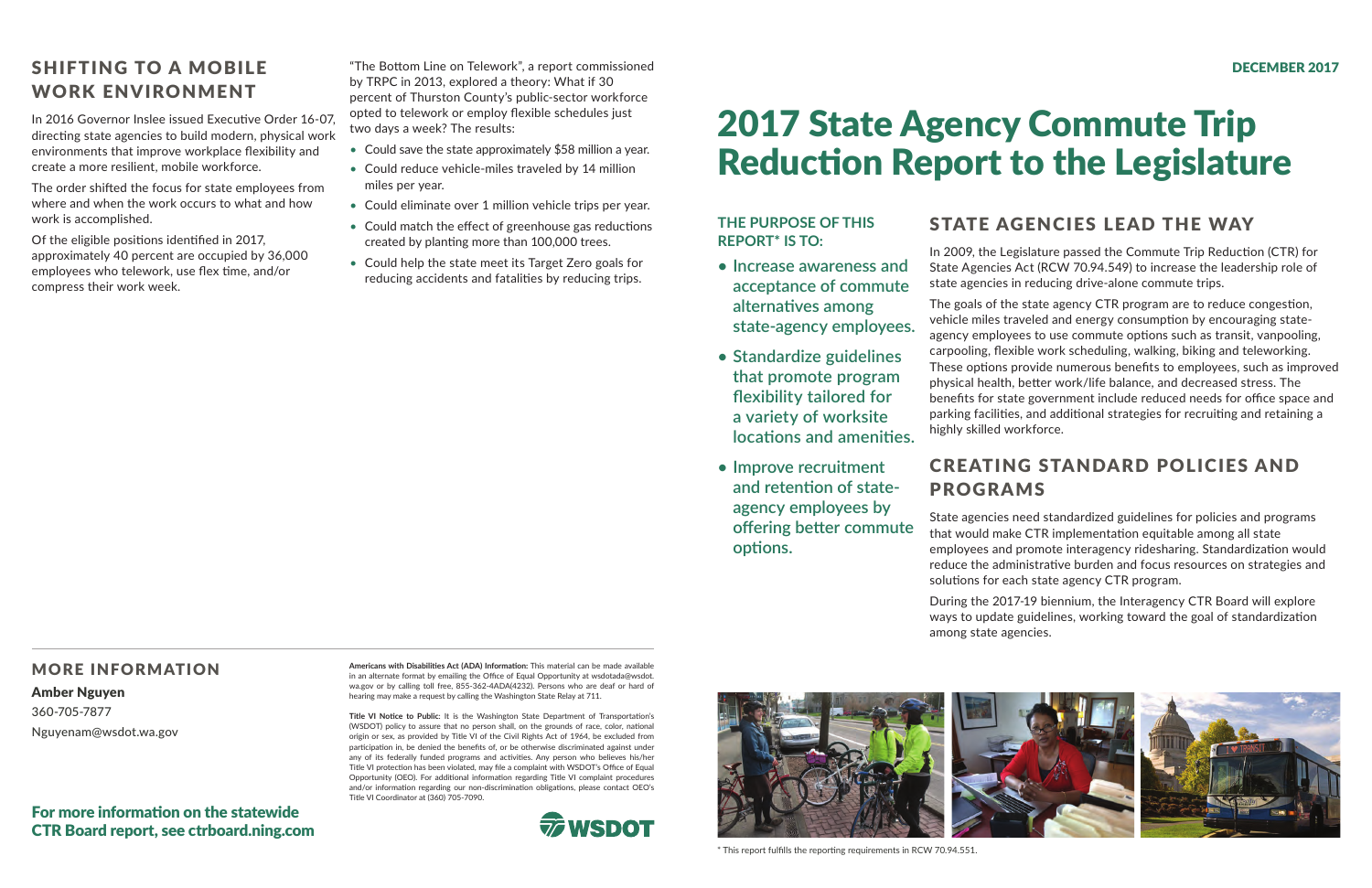DECEMBER 2017

# 2017 State Agency Commute Trip Reduction Report to the Legislature

### THE PURPOSE OF THIS REPORT* IS TO:

- **Increase awareness and acceptance of commute alternatives among state-agency employees.**
- **Standardize guidelines that promote program flexibility tailored for a variety of worksite locations and amenities.**
- **Improve recruitment and retention of state-agency employees by offering better commute options.**

## STATE AGENCIES LEAD THE WAY

In 2009, the Legislature passed the Commute Trip Reduction (CTR) for State Agencies Act (RCW 70.94.549) to increase the leadership role of state agencies in reducing drive-alone commute trips.

The goals of the state agency CTR program are to reduce congestion, vehicle miles traveled and energy consumption by encouraging state-agency employees to use commute options such as transit, vanpooling, carpooling, flexible work scheduling, walking, biking and teleworking. These options provide numerous benefits to employees, such as improved physical health, better work/life balance, and decreased stress. The benefits for state government include reduced needs for office space and parking facilities, and additional strategies for recruiting and retaining a highly skilled workforce.

## CREATING STANDARD POLICIES AND PROGRAMS

State agencies need standardized guidelines for policies and programs that would make CTR implementation equitable among all state employees and promote interagency ridesharing. Standardization would reduce the administrative burden and focus resources on strategies and solutions for each state agency CTR program.

During the 2017-19 biennium, the Interagency CTR Board will explore ways to update guidelines, working toward the goal of standardization among state agencies.

\* This report fulfills the reporting requirements in RCW 70.94.551.

## SHIFTING TO A MOBILE WORK ENVIRONMENT

In 2016 Governor Inslee issued Executive Order 16-07, directing state agencies to build modern, physical work environments that improve workplace flexibility and create a more resilient, mobile workforce.

The order shifted the focus for state employees from where and when the work occurs to what and how work is accomplished.

Of the eligible positions identified in 2017, approximately 40 percent are occupied by 36,000 employees who telework, use flex time, and/or compress their work week.

"The Bottom Line on Telework", a report commissioned by TRPC in 2013, explored a theory: What if 30 percent of Thurston County's public-sector workforce opted to telework or employ flexible schedules just two days a week? The results:

- Could save the state approximately $58 million a year.
- Could reduce vehicle-miles traveled by 14 million miles per year.
- Could eliminate over 1 million vehicle trips per year.
- Could match the effect of greenhouse gas reductions created by planting more than 100,000 trees.
- Could help the state meet its Target Zero goals for reducing accidents and fatalities by reducing trips.

## MORE INFORMATION

**Amber Nguyen**
360-705-7877
Nguyenam@wsdot.wa.gov

**For more information on the statewide CTR Board report, see ctrboard.ning.com**

**Americans with Disabilities Act (ADA) Information:** This material can be made available in an alternate format by emailing the Office of Equal Opportunity at wsdotada@wsdot.wa.gov or by calling toll free, 855-362-4ADA(4232). Persons who are deaf or hard of hearing may make a request by calling the Washington State Relay at 711.

**Title VI Notice to Public:** It is the Washington State Department of Transportation's (WSDOT) policy to assure that no person shall, on the grounds of race, color, national origin or sex, as provided by Title VI of the Civil Rights Act of 1964, be excluded from participation in, be denied the benefits of, or be otherwise discriminated against under any of its federally funded programs and activities. Any person who believes his/her Title VI protection has been violated, may file a complaint with WSDOT's Office of Equal Opportunity (OEO). For additional information regarding Title VI complaint procedures and/or information regarding our non-discrimination obligations, please contact OEO's Title VI Coordinator at (360) 705-7090.

WSDOT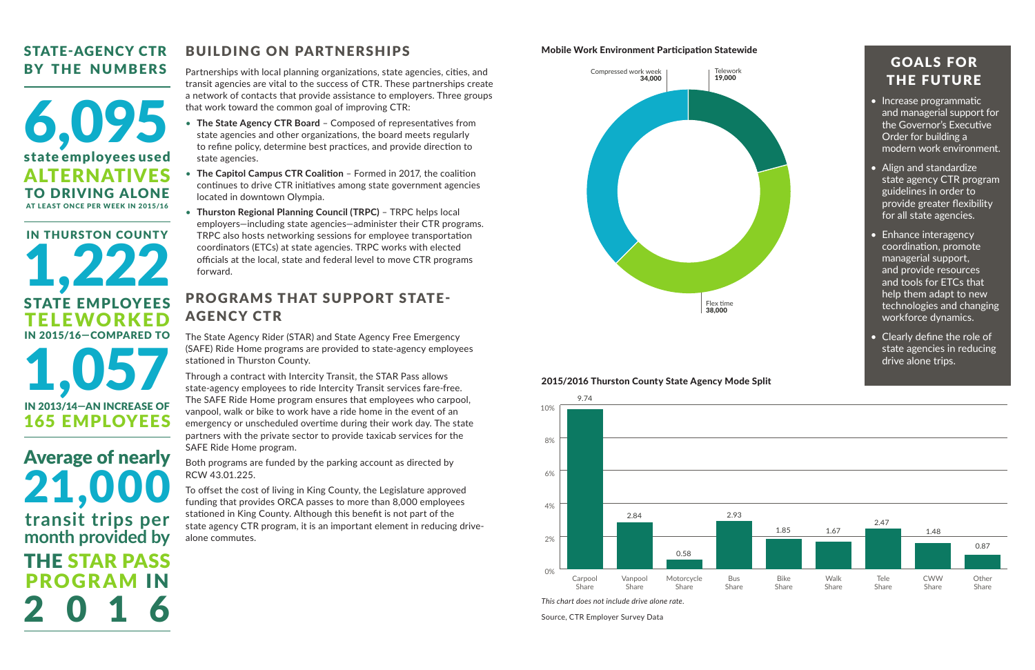## STATE-AGENCY CTR BY THE NUMBERS

**6,095**
state employees used
**ALTERNATIVES TO DRIVING ALONE**
AT LEAST ONCE PER WEEK IN 2015/16

IN THURSTON COUNTY
**1,222**
**STATE EMPLOYEES TELEWORKED**
IN 2015/16—COMPARED TO
**1,057**
IN 2013/14—AN INCREASE OF
**165 EMPLOYEES**

Average of nearly
**21,000**
transit trips per month provided by
**THE STAR PASS PROGRAM IN 2016**

## BUILDING ON PARTNERSHIPS

Partnerships with local planning organizations, state agencies, cities, and transit agencies are vital to the success of CTR. These partnerships create a network of contacts that provide assistance to employers. Three groups that work toward the common goal of improving CTR:

- **The State Agency CTR Board** – Composed of representatives from state agencies and other organizations, the board meets regularly to refine policy, determine best practices, and provide direction to state agencies.
- **The Capitol Campus CTR Coalition** – Formed in 2017, the coalition continues to drive CTR initiatives among state government agencies located in downtown Olympia.
- **Thurston Regional Planning Council (TRPC)** – TRPC helps local employers—including state agencies—administer their CTR programs. TRPC also hosts networking sessions for employee transportation coordinators (ETCs) at state agencies. TRPC works with elected officials at the local, state and federal level to move CTR programs forward.

## PROGRAMS THAT SUPPORT STATE-AGENCY CTR

The State Agency Rider (STAR) and State Agency Free Emergency (SAFE) Ride Home programs are provided to state-agency employees stationed in Thurston County.

Through a contract with Intercity Transit, the STAR Pass allows state-agency employees to ride Intercity Transit services fare-free. The SAFE Ride Home program ensures that employees who carpool, vanpool, walk or bike to work have a ride home in the event of an emergency or unscheduled overtime during their work day. The state partners with the private sector to provide taxicab services for the SAFE Ride Home program.

Both programs are funded by the parking account as directed by RCW 43.01.225.

To offset the cost of living in King County, the Legislature approved funding that provides ORCA passes to more than 8,000 employees stationed in King County. Although this benefit is not part of the state agency CTR program, it is an important element in reducing drive-alone commutes.

**Mobile Work Environment Participation Statewide**

Compressed work week 34,000
Telework 19,000
Flex time 38,000

**2015/2016 Thurston County State Agency Mode Split**

10%
8%
6%
4%
2%
0%

9.74 Carpool Share
2.84 Vanpool Share
0.58 Motorcycle Share
2.93 Bus Share
1.85 Bike Share
1.67 Walk Share
2.47 Tele Share
1.48 CWW Share
0.87 Other Share

*This chart does not include drive alone rate.*

Source, CTR Employer Survey Data

## GOALS FOR THE FUTURE

- Increase programmatic and managerial support for the Governor's Executive Order for building a modern work environment.
- Align and standardize state agency CTR program guidelines in order to provide greater flexibility for all state agencies.
- Enhance interagency coordination, promote managerial support, and provide resources and tools for ETCs that help them adapt to new technologies and changing workforce dynamics.
- Clearly define the role of state agencies in reducing drive alone trips.